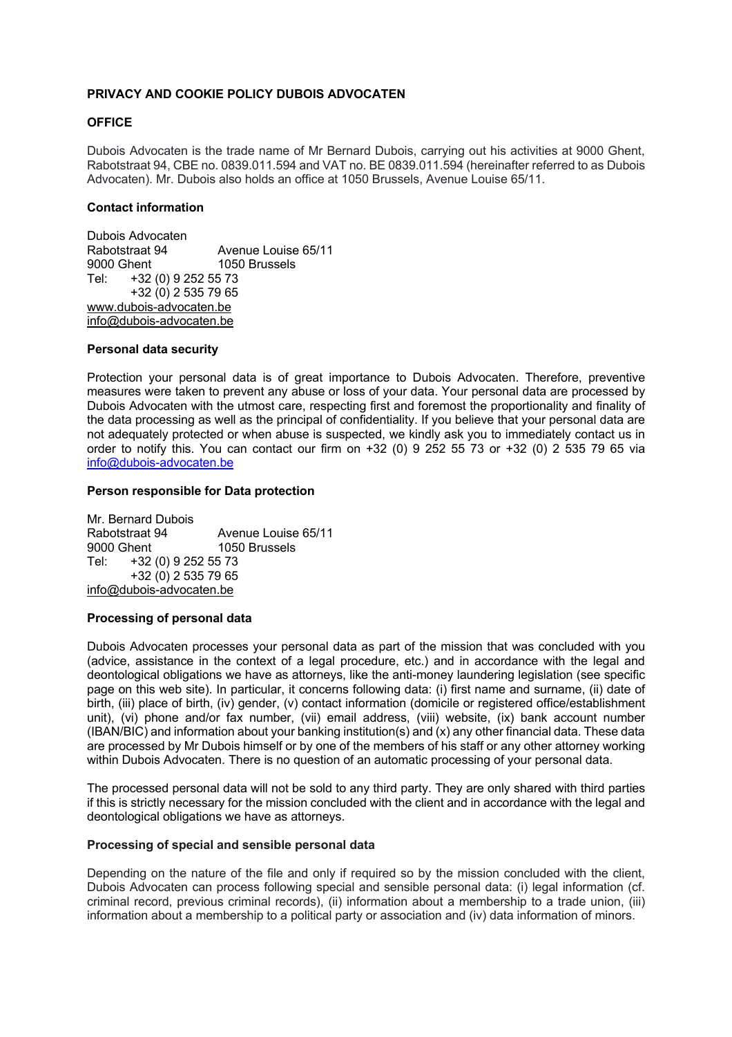# PRIVACY AND COOKIE POLICY DUBOIS ADVOCATEN

## OFFICE

Dubois Advocaten is the trade name of Mr Bernard Dubois, carrying out his activities at 9000 Ghent, Rabotstraat 94, CBE no. 0839.011.594 and VAT no. BE 0839.011.594 (hereinafter referred to as Dubois Advocaten). Mr. Dubois also holds an office at 1050 Brussels, Avenue Louise 65/11.

### Contact information

Dubois Advocaten
Rabotstraat 94 Avenue Louise 65/11
9000 Ghent 1050 Brussels
Tel: +32 (0) 9 252 55 73
+32 (0) 2 535 79 65
www.dubois-advocaten.be
info@dubois-advocaten.be

### Personal data security

Protection your personal data is of great importance to Dubois Advocaten. Therefore, preventive measures were taken to prevent any abuse or loss of your data. Your personal data are processed by Dubois Advocaten with the utmost care, respecting first and foremost the proportionality and finality of the data processing as well as the principal of confidentiality. If you believe that your personal data are not adequately protected or when abuse is suspected, we kindly ask you to immediately contact us in order to notify this. You can contact our firm on +32 (0) 9 252 55 73 or +32 (0) 2 535 79 65 via info@dubois-advocaten.be

### Person responsible for Data protection

Mr. Bernard Dubois
Rabotstraat 94 Avenue Louise 65/11
9000 Ghent 1050 Brussels
Tel: +32 (0) 9 252 55 73
+32 (0) 2 535 79 65
info@dubois-advocaten.be

### Processing of personal data

Dubois Advocaten processes your personal data as part of the mission that was concluded with you (advice, assistance in the context of a legal procedure, etc.) and in accordance with the legal and deontological obligations we have as attorneys, like the anti-money laundering legislation (see specific page on this web site). In particular, it concerns following data: (i) first name and surname, (ii) date of birth, (iii) place of birth, (iv) gender, (v) contact information (domicile or registered office/establishment unit), (vi) phone and/or fax number, (vii) email address, (viii) website, (ix) bank account number (IBAN/BIC) and information about your banking institution(s) and (x) any other financial data. These data are processed by Mr Dubois himself or by one of the members of his staff or any other attorney working within Dubois Advocaten. There is no question of an automatic processing of your personal data.

The processed personal data will not be sold to any third party. They are only shared with third parties if this is strictly necessary for the mission concluded with the client and in accordance with the legal and deontological obligations we have as attorneys.

### Processing of special and sensible personal data

Depending on the nature of the file and only if required so by the mission concluded with the client, Dubois Advocaten can process following special and sensible personal data: (i) legal information (cf. criminal record, previous criminal records), (ii) information about a membership to a trade union, (iii) information about a membership to a political party or association and (iv) data information of minors.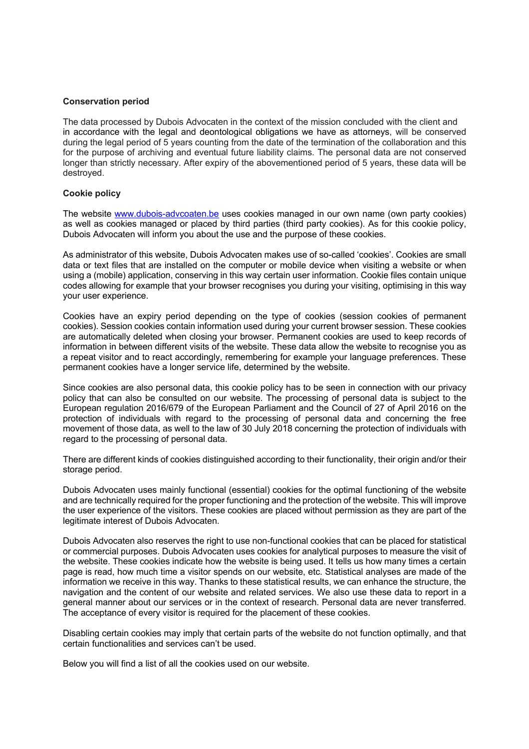**Conservation period**

The data processed by Dubois Advocaten in the context of the mission concluded with the client and in accordance with the legal and deontological obligations we have as attorneys, will be conserved during the legal period of 5 years counting from the date of the termination of the collaboration and this for the purpose of archiving and eventual future liability claims. The personal data are not conserved longer than strictly necessary. After expiry of the abovementioned period of 5 years, these data will be destroyed.

**Cookie policy**

The website [www.dubois-advcoaten.be](www.dubois-advcoaten.be) uses cookies managed in our own name (own party cookies) as well as cookies managed or placed by third parties (third party cookies). As for this cookie policy, Dubois Advocaten will inform you about the use and the purpose of these cookies.

As administrator of this website, Dubois Advocaten makes use of so-called 'cookies'. Cookies are small data or text files that are installed on the computer or mobile device when visiting a website or when using a (mobile) application, conserving in this way certain user information. Cookie files contain unique codes allowing for example that your browser recognises you during your visiting, optimising in this way your user experience.

Cookies have an expiry period depending on the type of cookies (session cookies of permanent cookies). Session cookies contain information used during your current browser session. These cookies are automatically deleted when closing your browser. Permanent cookies are used to keep records of information in between different visits of the website. These data allow the website to recognise you as a repeat visitor and to react accordingly, remembering for example your language preferences. These permanent cookies have a longer service life, determined by the website.

Since cookies are also personal data, this cookie policy has to be seen in connection with our privacy policy that can also be consulted on our website. The processing of personal data is subject to the European regulation 2016/679 of the European Parliament and the Council of 27 of April 2016 on the protection of individuals with regard to the processing of personal data and concerning the free movement of those data, as well to the law of 30 July 2018 concerning the protection of individuals with regard to the processing of personal data.

There are different kinds of cookies distinguished according to their functionality, their origin and/or their storage period.

Dubois Advocaten uses mainly functional (essential) cookies for the optimal functioning of the website and are technically required for the proper functioning and the protection of the website. This will improve the user experience of the visitors. These cookies are placed without permission as they are part of the legitimate interest of Dubois Advocaten.

Dubois Advocaten also reserves the right to use non-functional cookies that can be placed for statistical or commercial purposes. Dubois Advocaten uses cookies for analytical purposes to measure the visit of the website. These cookies indicate how the website is being used. It tells us how many times a certain page is read, how much time a visitor spends on our website, etc. Statistical analyses are made of the information we receive in this way. Thanks to these statistical results, we can enhance the structure, the navigation and the content of our website and related services. We also use these data to report in a general manner about our services or in the context of research. Personal data are never transferred. The acceptance of every visitor is required for the placement of these cookies.

Disabling certain cookies may imply that certain parts of the website do not function optimally, and that certain functionalities and services can't be used.

Below you will find a list of all the cookies used on our website.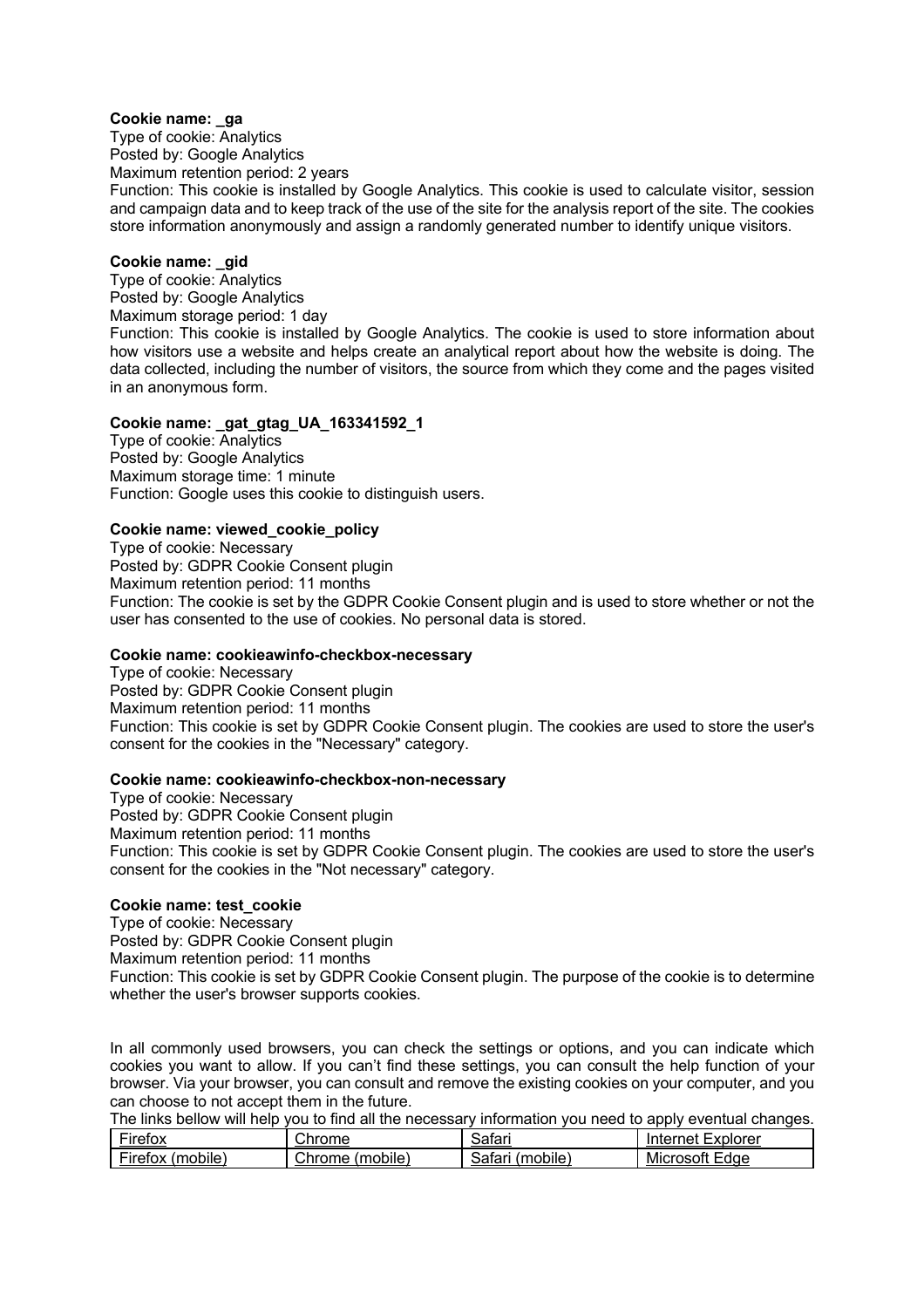**Cookie name: _ga**
Type of cookie: Analytics
Posted by: Google Analytics
Maximum retention period: 2 years
Function: This cookie is installed by Google Analytics. This cookie is used to calculate visitor, session and campaign data and to keep track of the use of the site for the analysis report of the site. The cookies store information anonymously and assign a randomly generated number to identify unique visitors.

**Cookie name: _gid**
Type of cookie: Analytics
Posted by: Google Analytics
Maximum storage period: 1 day
Function: This cookie is installed by Google Analytics. The cookie is used to store information about how visitors use a website and helps create an analytical report about how the website is doing. The data collected, including the number of visitors, the source from which they come and the pages visited in an anonymous form.

**Cookie name: _gat_gtag_UA_163341592_1**
Type of cookie: Analytics
Posted by: Google Analytics
Maximum storage time: 1 minute
Function: Google uses this cookie to distinguish users.

**Cookie name: viewed_cookie_policy**
Type of cookie: Necessary
Posted by: GDPR Cookie Consent plugin
Maximum retention period: 11 months
Function: The cookie is set by the GDPR Cookie Consent plugin and is used to store whether or not the user has consented to the use of cookies. No personal data is stored.

**Cookie name: cookieawinfo-checkbox-necessary**
Type of cookie: Necessary
Posted by: GDPR Cookie Consent plugin
Maximum retention period: 11 months
Function: This cookie is set by GDPR Cookie Consent plugin. The cookies are used to store the user's consent for the cookies in the "Necessary" category.

**Cookie name: cookieawinfo-checkbox-non-necessary**
Type of cookie: Necessary
Posted by: GDPR Cookie Consent plugin
Maximum retention period: 11 months
Function: This cookie is set by GDPR Cookie Consent plugin. The cookies are used to store the user's consent for the cookies in the "Not necessary" category.

**Cookie name: test_cookie**
Type of cookie: Necessary
Posted by: GDPR Cookie Consent plugin
Maximum retention period: 11 months
Function: This cookie is set by GDPR Cookie Consent plugin. The purpose of the cookie is to determine whether the user's browser supports cookies.

In all commonly used browsers, you can check the settings or options, and you can indicate which cookies you want to allow. If you can't find these settings, you can consult the help function of your browser. Via your browser, you can consult and remove the existing cookies on your computer, and you can choose to not accept them in the future.
The links bellow will help you to find all the necessary information you need to apply eventual changes.

| Firefox | Chrome | Safari | Internet Explorer |
|---|---|---|---|
| Firefox (mobile) | Chrome (mobile) | Safari (mobile) | Microsoft Edge |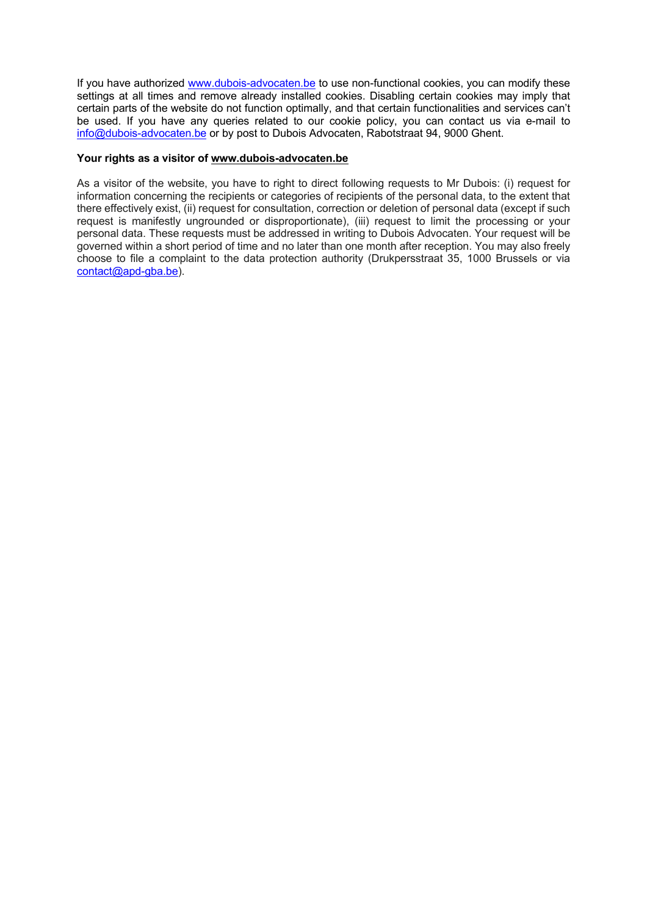If you have authorized www.dubois-advocaten.be to use non-functional cookies, you can modify these settings at all times and remove already installed cookies. Disabling certain cookies may imply that certain parts of the website do not function optimally, and that certain functionalities and services can't be used. If you have any queries related to our cookie policy, you can contact us via e-mail to info@dubois-advocaten.be or by post to Dubois Advocaten, Rabotstraat 94, 9000 Ghent.

**Your rights as a visitor of www.dubois-advocaten.be**

As a visitor of the website, you have to right to direct following requests to Mr Dubois: (i) request for information concerning the recipients or categories of recipients of the personal data, to the extent that there effectively exist, (ii) request for consultation, correction or deletion of personal data (except if such request is manifestly ungrounded or disproportionate), (iii) request to limit the processing or your personal data. These requests must be addressed in writing to Dubois Advocaten. Your request will be governed within a short period of time and no later than one month after reception. You may also freely choose to file a complaint to the data protection authority (Drukpersstraat 35, 1000 Brussels or via contact@apd-gba.be).